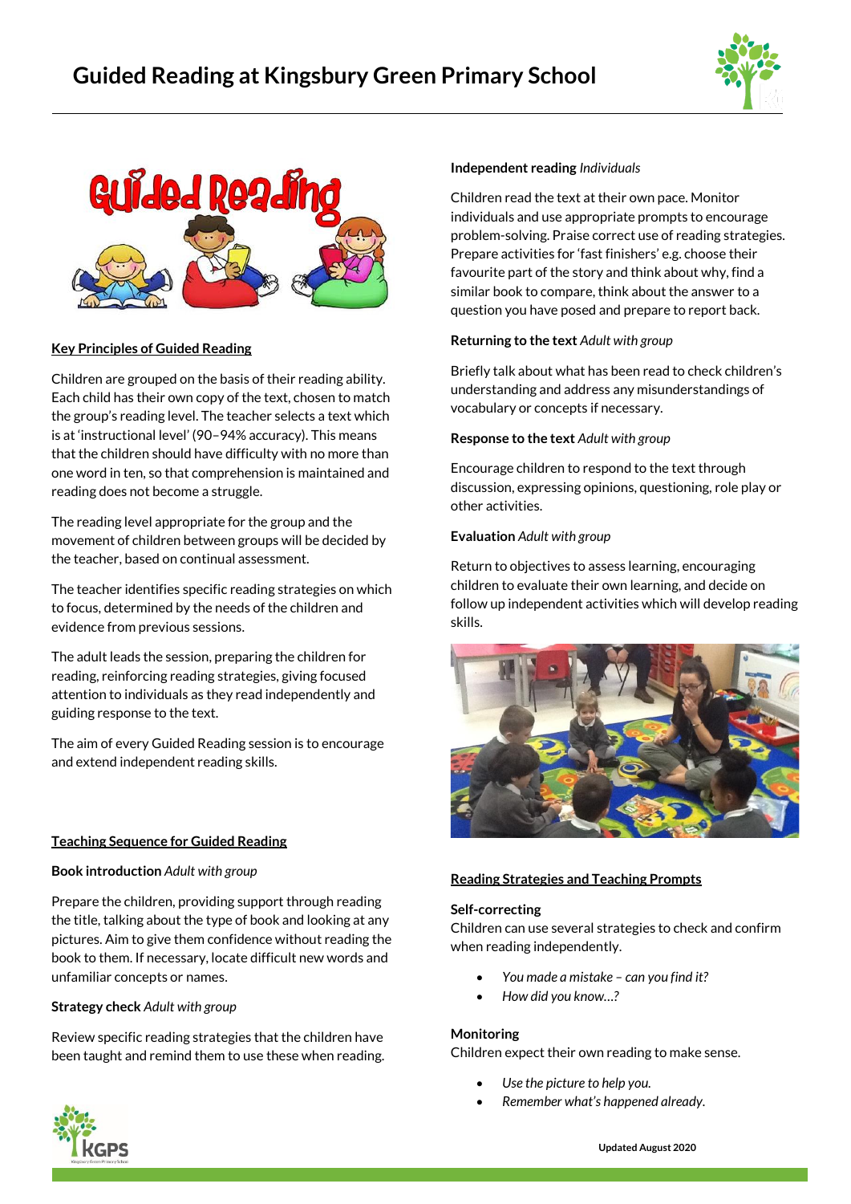# Guided Reading at Kingsbury Green Primary School

## Key Principles of Guided Reading

Children are grouped on the basis of their reading ability. Each child has their own copy of the text, chosen to match the group's reading level. The teacher selects a text which is at 'instructional level' (90–94% accuracy). This means that the children should have difficulty with no more than one word in ten, so that comprehension is maintained and reading does not become a struggle.

The reading level appropriate for the group and the movement of children between groups will be decided by the teacher, based on continual assessment.

The teacher identifies specific reading strategies on which to focus, determined by the needs of the children and evidence from previous sessions.

The adult leads the session, preparing the children for reading, reinforcing reading strategies, giving focused attention to individuals as they read independently and guiding response to the text.

The aim of every Guided Reading session is to encourage and extend independent reading skills.

## Teaching Sequence for Guided Reading

**Book introduction** *Adult with group*

Prepare the children, providing support through reading the title, talking about the type of book and looking at any pictures. Aim to give them confidence without reading the book to them. If necessary, locate difficult new words and unfamiliar concepts or names.

**Strategy check** *Adult with group*

Review specific reading strategies that the children have been taught and remind them to use these when reading.

**Independent reading** *Individuals*

Children read the text at their own pace. Monitor individuals and use appropriate prompts to encourage problem-solving. Praise correct use of reading strategies. Prepare activities for 'fast finishers' e.g. choose their favourite part of the story and think about why, find a similar book to compare, think about the answer to a question you have posed and prepare to report back.

**Returning to the text** *Adult with group*

Briefly talk about what has been read to check children's understanding and address any misunderstandings of vocabulary or concepts if necessary.

**Response to the text** *Adult with group*

Encourage children to respond to the text through discussion, expressing opinions, questioning, role play or other activities.

**Evaluation** *Adult with group*

Return to objectives to assess learning, encouraging children to evaluate their own learning, and decide on follow up independent activities which will develop reading skills.

## Reading Strategies and Teaching Prompts

**Self-correcting**
Children can use several strategies to check and confirm when reading independently.

- *You made a mistake – can you find it?*
- *How did you know…?*

**Monitoring**
Children expect their own reading to make sense.

- *Use the picture to help you.*
- *Remember what's happened already.*

Updated August 2020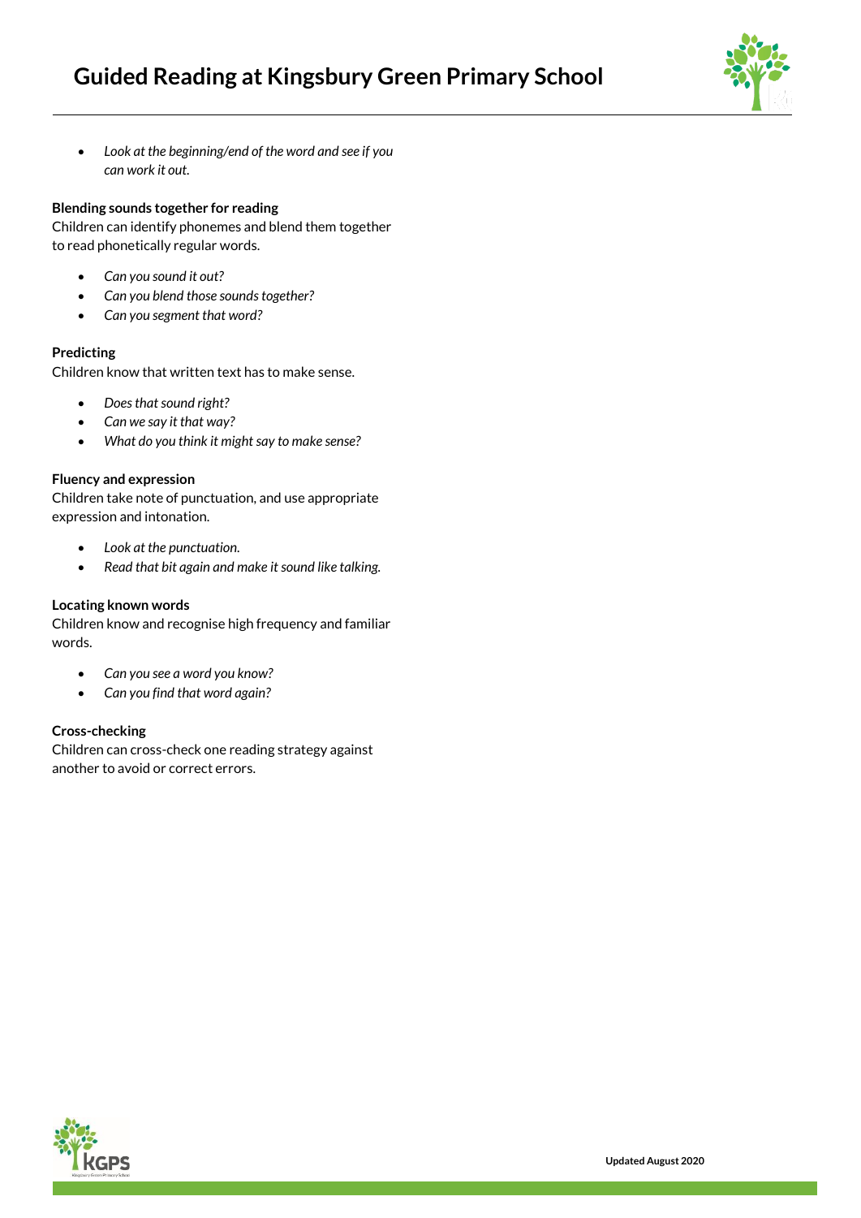- *Look at the beginning/end of the word and see if you can work it out.*

**Blending sounds together for reading**
Children can identify phonemes and blend them together to read phonetically regular words.

- *Can you sound it out?*
- *Can you blend those sounds together?*
- *Can you segment that word?*

**Predicting**
Children know that written text has to make sense.

- *Does that sound right?*
- *Can we say it that way?*
- *What do you think it might say to make sense?*

**Fluency and expression**
Children take note of punctuation, and use appropriate expression and intonation.

- *Look at the punctuation.*
- *Read that bit again and make it sound like talking.*

**Locating known words**
Children know and recognise high frequency and familiar words.

- *Can you see a word you know?*
- *Can you find that word again?*

**Cross-checking**
Children can cross-check one reading strategy against another to avoid or correct errors.

**Updated August 2020**